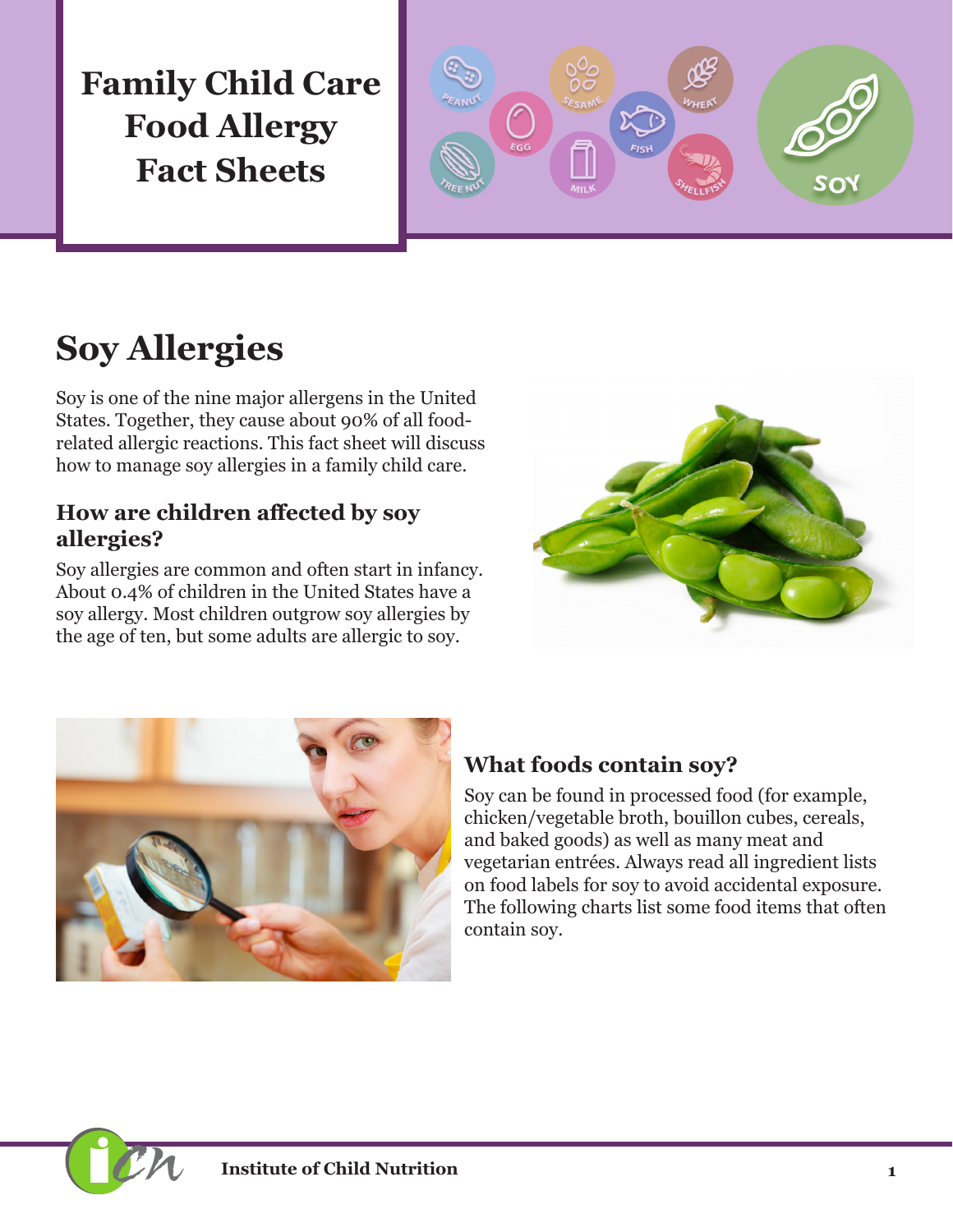# Family Child Care Food Allergy Fact Sheets

## Soy Allergies

Soy is one of the nine major allergens in the United States. Together, they cause about 90% of all food-related allergic reactions. This fact sheet will discuss how to manage soy allergies in a family child care.

### How are children affected by soy allergies?

Soy allergies are common and often start in infancy. About 0.4% of children in the United States have a soy allergy. Most children outgrow soy allergies by the age of ten, but some adults are allergic to soy.

### What foods contain soy?

Soy can be found in processed food (for example, chicken/vegetable broth, bouillon cubes, cereals, and baked goods) as well as many meat and vegetarian entrées. Always read all ingredient lists on food labels for soy to avoid accidental exposure. The following charts list some food items that often contain soy.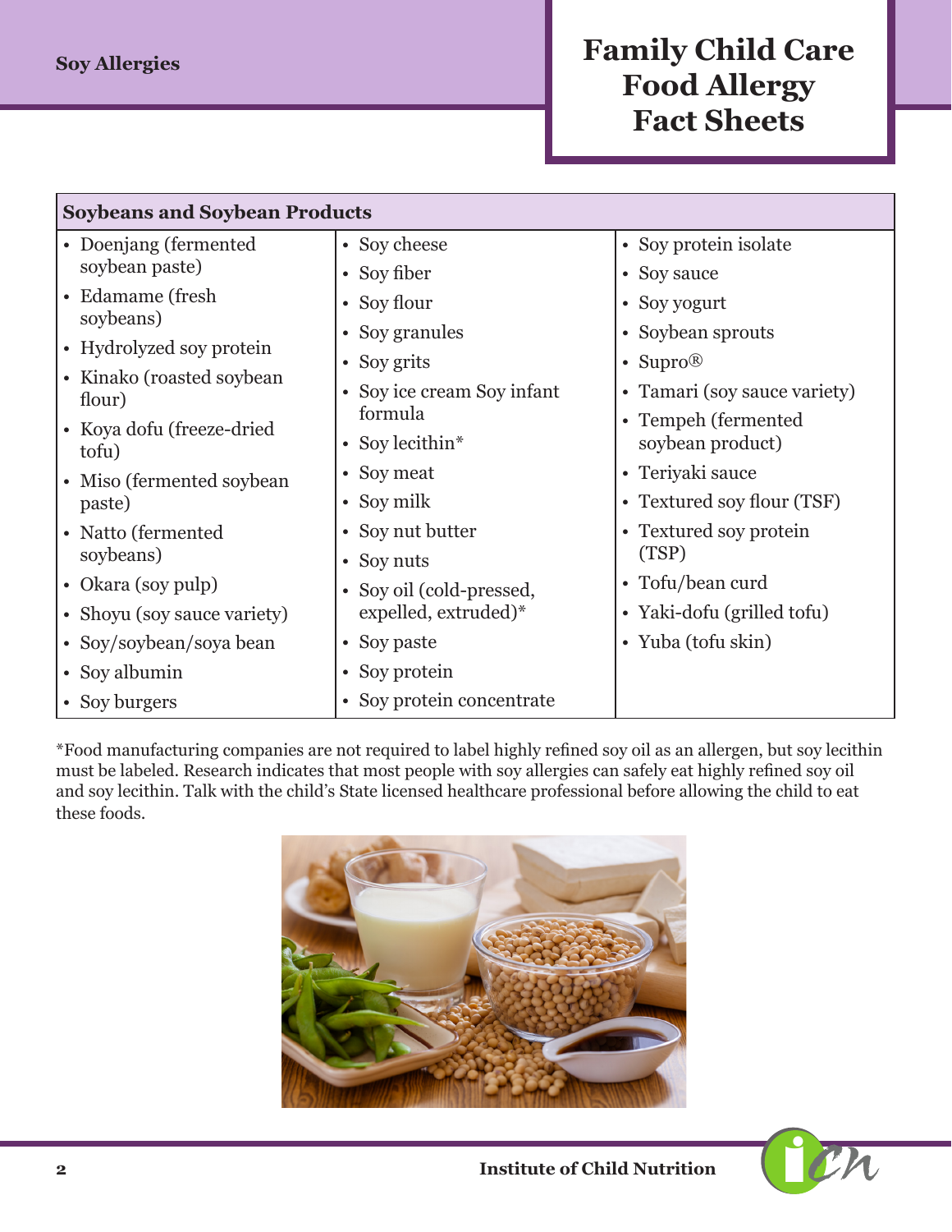## Soybeans and Soybean Products

- Doenjang (fermented soybean paste)
- Edamame (fresh soybeans)
- Hydrolyzed soy protein
- Kinako (roasted soybean flour)
- Koya dofu (freeze-dried tofu)
- Miso (fermented soybean paste)
- Natto (fermented soybeans)
- Okara (soy pulp)
- Shoyu (soy sauce variety)
- Soy/soybean/soya bean
- Soy albumin
- Soy burgers
- Soy cheese
- Soy fiber
- Soy flour
- Soy granules
- Soy grits
- Soy ice cream Soy infant formula
- Soy lecithin*
- Soy meat
- Soy milk
- Soy nut butter
- Soy nuts
- Soy oil (cold-pressed, expelled, extruded)*
- Soy paste
- Soy protein
- Soy protein concentrate
- Soy protein isolate
- Soy sauce
- Soy yogurt
- Soybean sprouts
- Supro®
- Tamari (soy sauce variety)
- Tempeh (fermented soybean product)
- Teriyaki sauce
- Textured soy flour (TSF)
- Textured soy protein (TSP)
- Tofu/bean curd
- Yaki-dofu (grilled tofu)
- Yuba (tofu skin)

*Food manufacturing companies are not required to label highly refined soy oil as an allergen, but soy lecithin must be labeled. Research indicates that most people with soy allergies can safely eat highly refined soy oil and soy lecithin. Talk with the child's State licensed healthcare professional before allowing the child to eat these foods.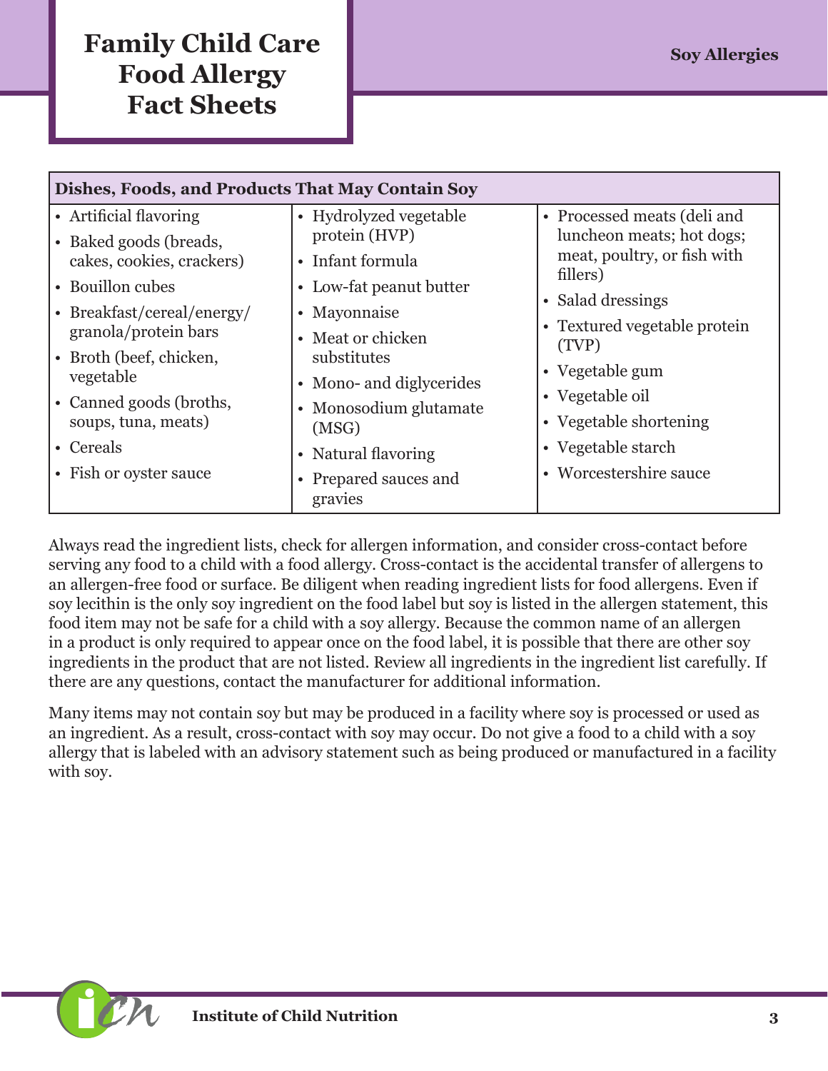| Dishes, Foods, and Products That May Contain Soy | | |
|---|---|---|
| • Artificial flavoring<br>• Baked goods (breads, cakes, cookies, crackers)<br>• Bouillon cubes<br>• Breakfast/cereal/energy/granola/protein bars<br>• Broth (beef, chicken, vegetable<br>• Canned goods (broths, soups, tuna, meats)<br>• Cereals<br>• Fish or oyster sauce | • Hydrolyzed vegetable protein (HVP)<br>• Infant formula<br>• Low-fat peanut butter<br>• Mayonnaise<br>• Meat or chicken substitutes<br>• Mono- and diglycerides<br>• Monosodium glutamate (MSG)<br>• Natural flavoring<br>• Prepared sauces and gravies | • Processed meats (deli and luncheon meats; hot dogs; meat, poultry, or fish with fillers)<br>• Salad dressings<br>• Textured vegetable protein (TVP)<br>• Vegetable gum<br>• Vegetable oil<br>• Vegetable shortening<br>• Vegetable starch<br>• Worcestershire sauce |

Always read the ingredient lists, check for allergen information, and consider cross-contact before serving any food to a child with a food allergy. Cross-contact is the accidental transfer of allergens to an allergen-free food or surface. Be diligent when reading ingredient lists for food allergens. Even if soy lecithin is the only soy ingredient on the food label but soy is listed in the allergen statement, this food item may not be safe for a child with a soy allergy. Because the common name of an allergen in a product is only required to appear once on the food label, it is possible that there are other soy ingredients in the product that are not listed. Review all ingredients in the ingredient list carefully. If there are any questions, contact the manufacturer for additional information.

Many items may not contain soy but may be produced in a facility where soy is processed or used as an ingredient. As a result, cross-contact with soy may occur. Do not give a food to a child with a soy allergy that is labeled with an advisory statement such as being produced or manufactured in a facility with soy.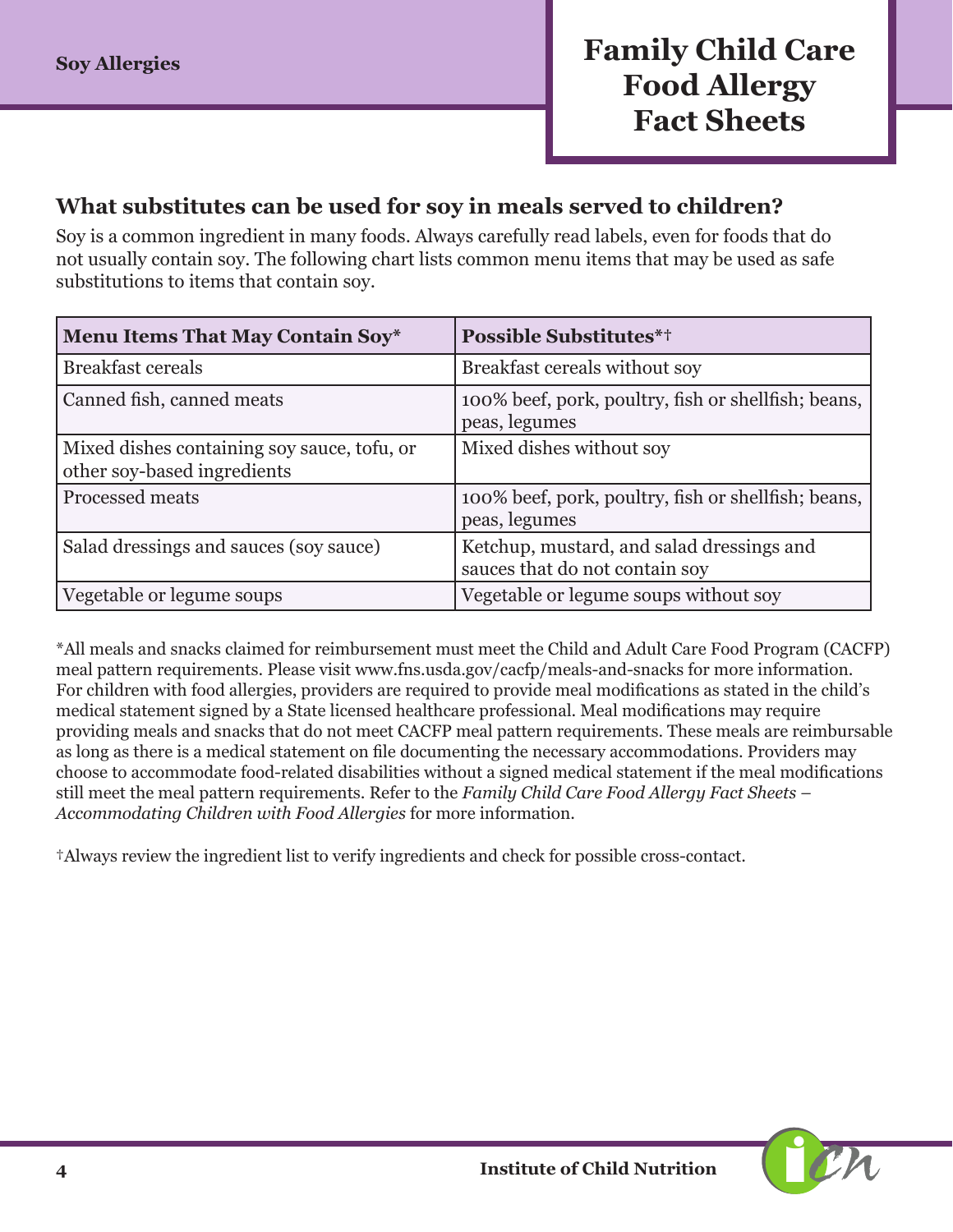## What substitutes can be used for soy in meals served to children?

Soy is a common ingredient in many foods. Always carefully read labels, even for foods that do not usually contain soy. The following chart lists common menu items that may be used as safe substitutions to items that contain soy.

| Menu Items That May Contain Soy* | Possible Substitutes*† |
|---|---|
| Breakfast cereals | Breakfast cereals without soy |
| Canned fish, canned meats | 100% beef, pork, poultry, fish or shellfish; beans, peas, legumes |
| Mixed dishes containing soy sauce, tofu, or other soy-based ingredients | Mixed dishes without soy |
| Processed meats | 100% beef, pork, poultry, fish or shellfish; beans, peas, legumes |
| Salad dressings and sauces (soy sauce) | Ketchup, mustard, and salad dressings and sauces that do not contain soy |
| Vegetable or legume soups | Vegetable or legume soups without soy |

*All meals and snacks claimed for reimbursement must meet the Child and Adult Care Food Program (CACFP) meal pattern requirements. Please visit www.fns.usda.gov/cacfp/meals-and-snacks for more information. For children with food allergies, providers are required to provide meal modifications as stated in the child's medical statement signed by a State licensed healthcare professional. Meal modifications may require providing meals and snacks that do not meet CACFP meal pattern requirements. These meals are reimbursable as long as there is a medical statement on file documenting the necessary accommodations. Providers may choose to accommodate food-related disabilities without a signed medical statement if the meal modifications still meet the meal pattern requirements. Refer to the *Family Child Care Food Allergy Fact Sheets – Accommodating Children with Food Allergies* for more information.

†Always review the ingredient list to verify ingredients and check for possible cross-contact.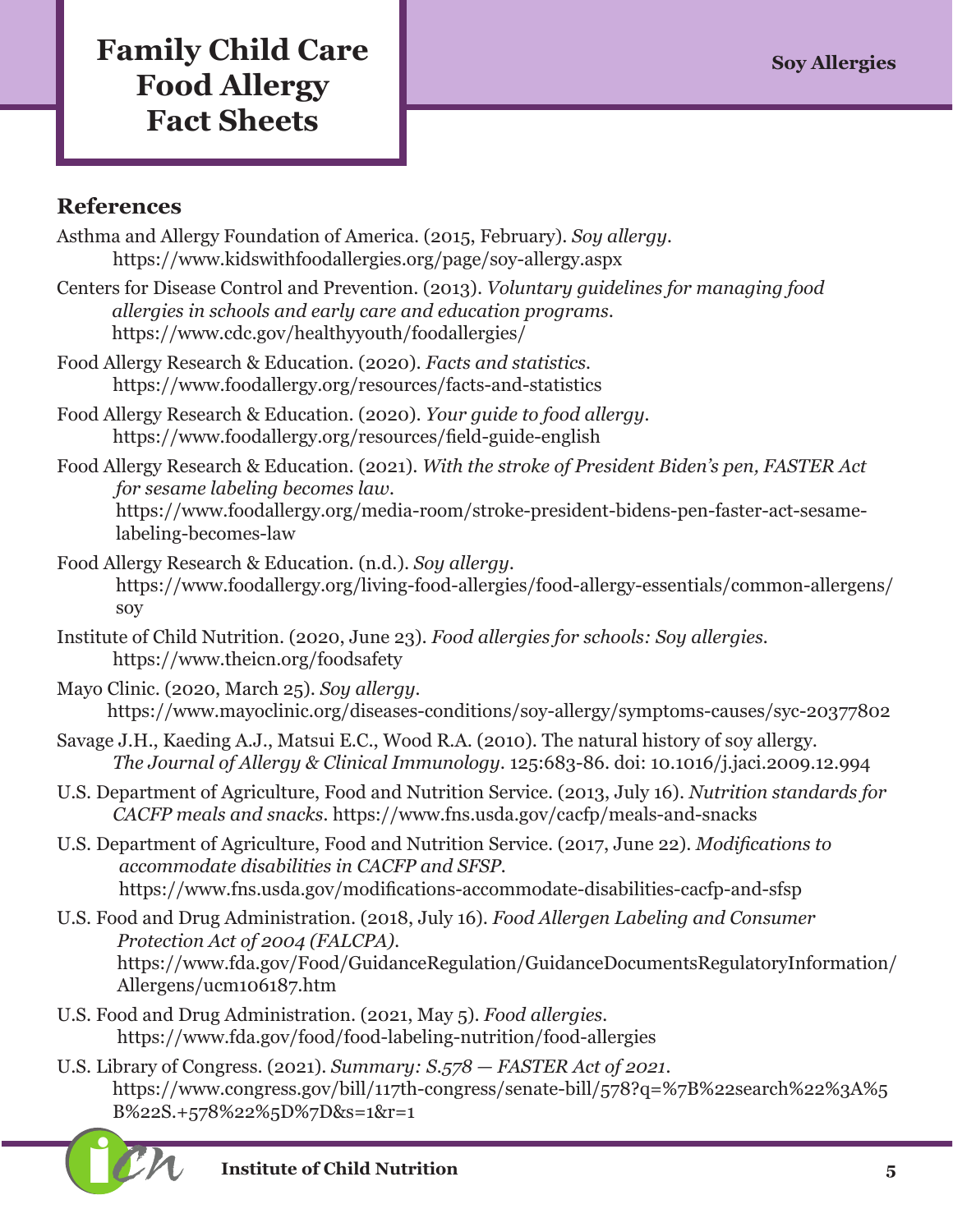## References

Asthma and Allergy Foundation of America. (2015, February). *Soy allergy*. https://www.kidswithfoodallergies.org/page/soy-allergy.aspx

Centers for Disease Control and Prevention. (2013). *Voluntary guidelines for managing food allergies in schools and early care and education programs*. https://www.cdc.gov/healthyyouth/foodallergies/

Food Allergy Research & Education. (2020). *Facts and statistics*. https://www.foodallergy.org/resources/facts-and-statistics

Food Allergy Research & Education. (2020). *Your guide to food allergy*. https://www.foodallergy.org/resources/field-guide-english

Food Allergy Research & Education. (2021). *With the stroke of President Biden's pen, FASTER Act for sesame labeling becomes law*. https://www.foodallergy.org/media-room/stroke-president-bidens-pen-faster-act-sesame-labeling-becomes-law

Food Allergy Research & Education. (n.d.). *Soy allergy*. https://www.foodallergy.org/living-food-allergies/food-allergy-essentials/common-allergens/soy

Institute of Child Nutrition. (2020, June 23). *Food allergies for schools: Soy allergies*. https://www.theicn.org/foodsafety

Mayo Clinic. (2020, March 25). *Soy allergy*. https://www.mayoclinic.org/diseases-conditions/soy-allergy/symptoms-causes/syc-20377802

Savage J.H., Kaeding A.J., Matsui E.C., Wood R.A. (2010). The natural history of soy allergy. *The Journal of Allergy & Clinical Immunology*. 125:683-86. doi: 10.1016/j.jaci.2009.12.994

U.S. Department of Agriculture, Food and Nutrition Service. (2013, July 16). *Nutrition standards for CACFP meals and snacks*. https://www.fns.usda.gov/cacfp/meals-and-snacks

U.S. Department of Agriculture, Food and Nutrition Service. (2017, June 22). *Modifications to accommodate disabilities in CACFP and SFSP*. https://www.fns.usda.gov/modifications-accommodate-disabilities-cacfp-and-sfsp

U.S. Food and Drug Administration. (2018, July 16). *Food Allergen Labeling and Consumer Protection Act of 2004 (FALCPA)*. https://www.fda.gov/Food/GuidanceRegulation/GuidanceDocumentsRegulatoryInformation/Allergens/ucm106187.htm

U.S. Food and Drug Administration. (2021, May 5). *Food allergies*. https://www.fda.gov/food/food-labeling-nutrition/food-allergies

U.S. Library of Congress. (2021). *Summary: S.578 — FASTER Act of 2021*. https://www.congress.gov/bill/117th-congress/senate-bill/578?q=%7B%22search%22%3A%5B%22S.+578%22%5D%7D&s=1&r=1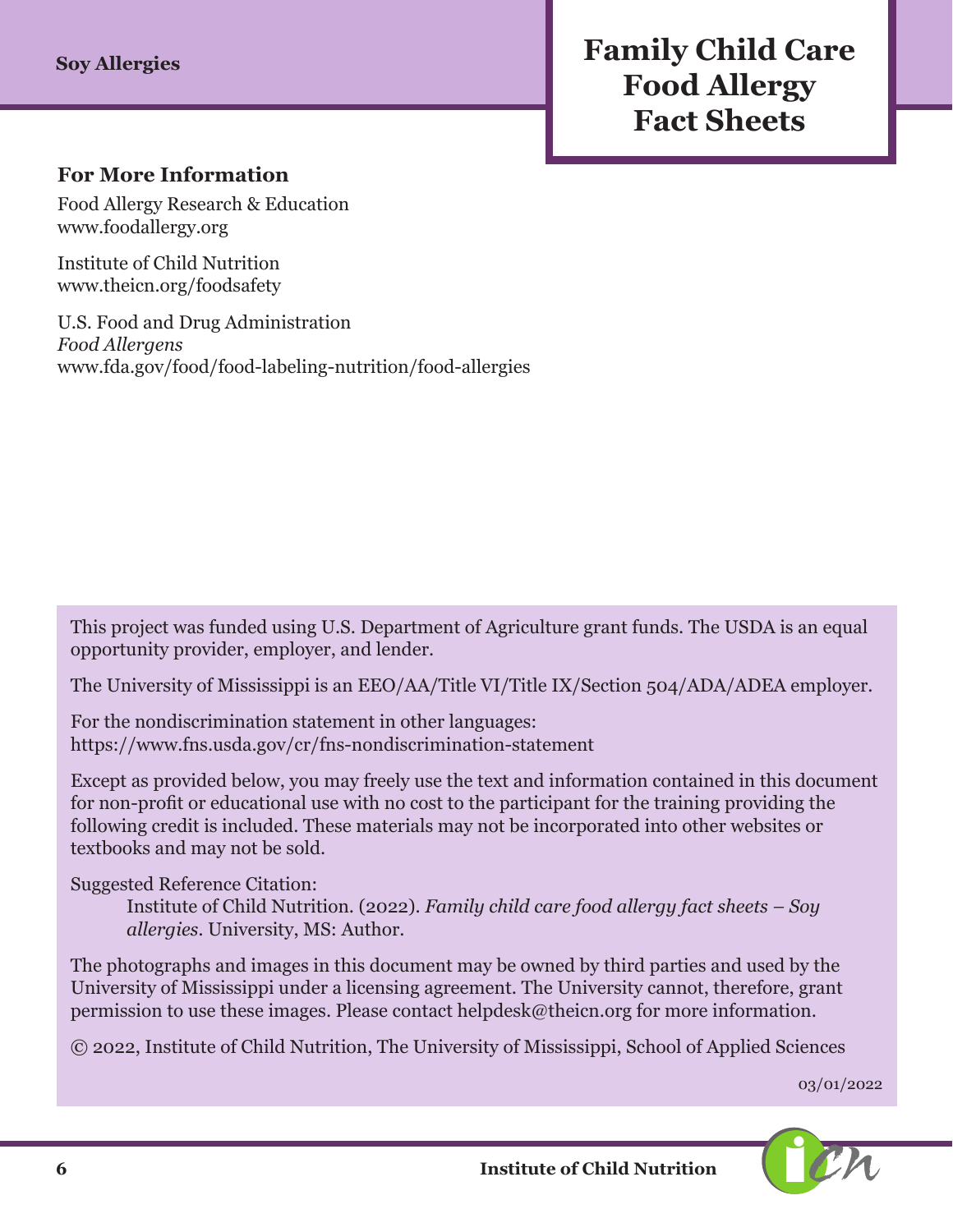## For More Information

Food Allergy Research & Education
www.foodallergy.org

Institute of Child Nutrition
www.theicn.org/foodsafety

U.S. Food and Drug Administration
*Food Allergens*
www.fda.gov/food/food-labeling-nutrition/food-allergies

This project was funded using U.S. Department of Agriculture grant funds. The USDA is an equal opportunity provider, employer, and lender.

The University of Mississippi is an EEO/AA/Title VI/Title IX/Section 504/ADA/ADEA employer.

For the nondiscrimination statement in other languages:
https://www.fns.usda.gov/cr/fns-nondiscrimination-statement

Except as provided below, you may freely use the text and information contained in this document for non-profit or educational use with no cost to the participant for the training providing the following credit is included. These materials may not be incorporated into other websites or textbooks and may not be sold.

Suggested Reference Citation:

Institute of Child Nutrition. (2022). *Family child care food allergy fact sheets – Soy allergies*. University, MS: Author.

The photographs and images in this document may be owned by third parties and used by the University of Mississippi under a licensing agreement. The University cannot, therefore, grant permission to use these images. Please contact helpdesk@theicn.org for more information.

© 2022, Institute of Child Nutrition, The University of Mississippi, School of Applied Sciences

03/01/2022